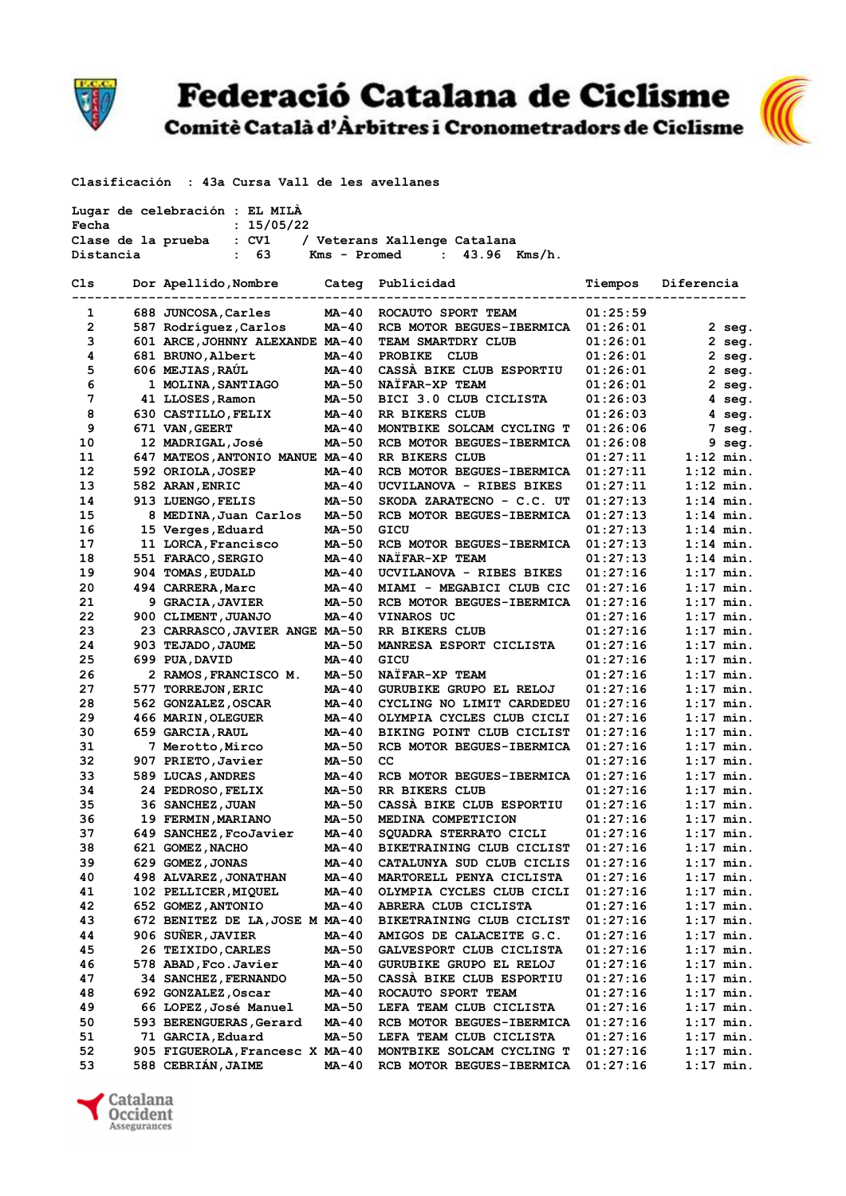# Federació Catalana de Ciclisme

## Comitè Català d'Àrbitres i Cronometradors de Ciclisme

Clasificación : 43a Cursa Vall de les avellanes

Lugar de celebración : EL MILÀ
Fecha : 15/05/22
Clase de la prueba : CV1 / Veterans Xallenge Catalana
Distancia : 63 Kms - Promed : 43.96 Kms/h.

| Cls | Dor | Apellido,Nombre | Categ | Publicidad | Tiempos | Diferencia |
|---|---|---|---|---|---|---|
| 1 | 688 | JUNCOSA,Carles | MA-40 | ROCAUTO SPORT TEAM | 01:25:59 | |
| 2 | 587 | Rodríguez,Carlos | MA-40 | RCB MOTOR BEGUES-IBERMICA | 01:26:01 | 2 seg. |
| 3 | 601 | ARCE,JOHNNY ALEXANDE | MA-40 | TEAM SMARTDRY CLUB | 01:26:01 | 2 seg. |
| 4 | 681 | BRUNO,Albert | MA-40 | PROBIKE CLUB | 01:26:01 | 2 seg. |
| 5 | 606 | MEJIAS,RAÚL | MA-40 | CASSÀ BIKE CLUB ESPORTIU | 01:26:01 | 2 seg. |
| 6 | 1 | MOLINA,SANTIAGO | MA-50 | NAÏFAR-XP TEAM | 01:26:01 | 2 seg. |
| 7 | 41 | LLOSES,Ramon | MA-50 | BICI 3.0 CLUB CICLISTA | 01:26:03 | 4 seg. |
| 8 | 630 | CASTILLO,FELIX | MA-40 | RR BIKERS CLUB | 01:26:03 | 4 seg. |
| 9 | 671 | VAN,GEERT | MA-40 | MONTBIKE SOLCAM CYCLING T | 01:26:06 | 7 seg. |
| 10 | 12 | MADRIGAL,José | MA-50 | RCB MOTOR BEGUES-IBERMICA | 01:26:08 | 9 seg. |
| 11 | 647 | MATEOS,ANTONIO MANUE | MA-40 | RR BIKERS CLUB | 01:27:11 | 1:12 min. |
| 12 | 592 | ORIOLA,JOSEP | MA-40 | RCB MOTOR BEGUES-IBERMICA | 01:27:11 | 1:12 min. |
| 13 | 582 | ARAN,ENRIC | MA-40 | UCVILANOVA - RIBES BIKES | 01:27:11 | 1:12 min. |
| 14 | 913 | LUENGO,FELIS | MA-50 | SKODA ZARATECNO - C.C. UT | 01:27:13 | 1:14 min. |
| 15 | 8 | MEDINA,Juan Carlos | MA-50 | RCB MOTOR BEGUES-IBERMICA | 01:27:13 | 1:14 min. |
| 16 | 15 | Verges,Eduard | MA-50 | GICU | 01:27:13 | 1:14 min. |
| 17 | 11 | LORCA,Francisco | MA-50 | RCB MOTOR BEGUES-IBERMICA | 01:27:13 | 1:14 min. |
| 18 | 551 | FARACO,SERGIO | MA-40 | NAÏFAR-XP TEAM | 01:27:13 | 1:14 min. |
| 19 | 904 | TOMAS,EUDALD | MA-40 | UCVILANOVA - RIBES BIKES | 01:27:16 | 1:17 min. |
| 20 | 494 | CARRERA,Marc | MA-40 | MIAMI - MEGABICI CLUB CIC | 01:27:16 | 1:17 min. |
| 21 | 9 | GRACIA,JAVIER | MA-50 | RCB MOTOR BEGUES-IBERMICA | 01:27:16 | 1:17 min. |
| 22 | 900 | CLIMENT,JUANJO | MA-40 | VINAROS UC | 01:27:16 | 1:17 min. |
| 23 | 23 | CARRASCO,JAVIER ANGE | MA-50 | RR BIKERS CLUB | 01:27:16 | 1:17 min. |
| 24 | 903 | TEJADO,JAUME | MA-50 | MANRESA ESPORT CICLISTA | 01:27:16 | 1:17 min. |
| 25 | 699 | PUA,DAVID | MA-40 | GICU | 01:27:16 | 1:17 min. |
| 26 | 2 | RAMOS,FRANCISCO M. | MA-50 | NAÏFAR-XP TEAM | 01:27:16 | 1:17 min. |
| 27 | 577 | TORREJON,ERIC | MA-40 | GURUBIKE GRUPO EL RELOJ | 01:27:16 | 1:17 min. |
| 28 | 562 | GONZALEZ,OSCAR | MA-40 | CYCLING NO LIMIT CARDEDEU | 01:27:16 | 1:17 min. |
| 29 | 466 | MARIN,OLEGUER | MA-40 | OLYMPIA CYCLES CLUB CICLI | 01:27:16 | 1:17 min. |
| 30 | 659 | GARCIA,RAUL | MA-40 | BIKING POINT CLUB CICLIST | 01:27:16 | 1:17 min. |
| 31 | 7 | Merotto,Mirco | MA-50 | RCB MOTOR BEGUES-IBERMICA | 01:27:16 | 1:17 min. |
| 32 | 907 | PRIETO,Javier | MA-50 | CC | 01:27:16 | 1:17 min. |
| 33 | 589 | LUCAS,ANDRES | MA-40 | RCB MOTOR BEGUES-IBERMICA | 01:27:16 | 1:17 min. |
| 34 | 24 | PEDROSO,FELIX | MA-50 | RR BIKERS CLUB | 01:27:16 | 1:17 min. |
| 35 | 36 | SANCHEZ,JUAN | MA-50 | CASSÀ BIKE CLUB ESPORTIU | 01:27:16 | 1:17 min. |
| 36 | 19 | FERMIN,MARIANO | MA-50 | MEDINA COMPETICION | 01:27:16 | 1:17 min. |
| 37 | 649 | SANCHEZ,FcoJavier | MA-40 | SQUADRA STERRATO CICLI | 01:27:16 | 1:17 min. |
| 38 | 621 | GOMEZ,NACHO | MA-40 | BIKETRAINING CLUB CICLIST | 01:27:16 | 1:17 min. |
| 39 | 629 | GOMEZ,JONAS | MA-40 | CATALUNYA SUD CLUB CICLIS | 01:27:16 | 1:17 min. |
| 40 | 498 | ALVAREZ,JONATHAN | MA-40 | MARTORELL PENYA CICLISTA | 01:27:16 | 1:17 min. |
| 41 | 102 | PELLICER,MIQUEL | MA-40 | OLYMPIA CYCLES CLUB CICLI | 01:27:16 | 1:17 min. |
| 42 | 652 | GOMEZ,ANTONIO | MA-40 | ABRERA CLUB CICLISTA | 01:27:16 | 1:17 min. |
| 43 | 672 | BENITEZ DE LA,JOSE M | MA-40 | BIKETRAINING CLUB CICLIST | 01:27:16 | 1:17 min. |
| 44 | 906 | SUÑER,JAVIER | MA-40 | AMIGOS DE CALACEITE G.C. | 01:27:16 | 1:17 min. |
| 45 | 26 | TEIXIDO,CARLES | MA-50 | GALVESPORT CLUB CICLISTA | 01:27:16 | 1:17 min. |
| 46 | 578 | ABAD,Fco.Javier | MA-40 | GURUBIKE GRUPO EL RELOJ | 01:27:16 | 1:17 min. |
| 47 | 34 | SANCHEZ,FERNANDO | MA-50 | CASSÀ BIKE CLUB ESPORTIU | 01:27:16 | 1:17 min. |
| 48 | 692 | GONZALEZ,Oscar | MA-40 | ROCAUTO SPORT TEAM | 01:27:16 | 1:17 min. |
| 49 | 66 | LOPEZ,José Manuel | MA-50 | LEFA TEAM CLUB CICLISTA | 01:27:16 | 1:17 min. |
| 50 | 593 | BERENGUERAS,Gerard | MA-40 | RCB MOTOR BEGUES-IBERMICA | 01:27:16 | 1:17 min. |
| 51 | 71 | GARCIA,Eduard | MA-50 | LEFA TEAM CLUB CICLISTA | 01:27:16 | 1:17 min. |
| 52 | 905 | FIGUEROLA,Francesc X | MA-40 | MONTBIKE SOLCAM CYCLING T | 01:27:16 | 1:17 min. |
| 53 | 588 | CEBRIÁN,JAIME | MA-40 | RCB MOTOR BEGUES-IBERMICA | 01:27:16 | 1:17 min. |

Catalana Occident Assegurances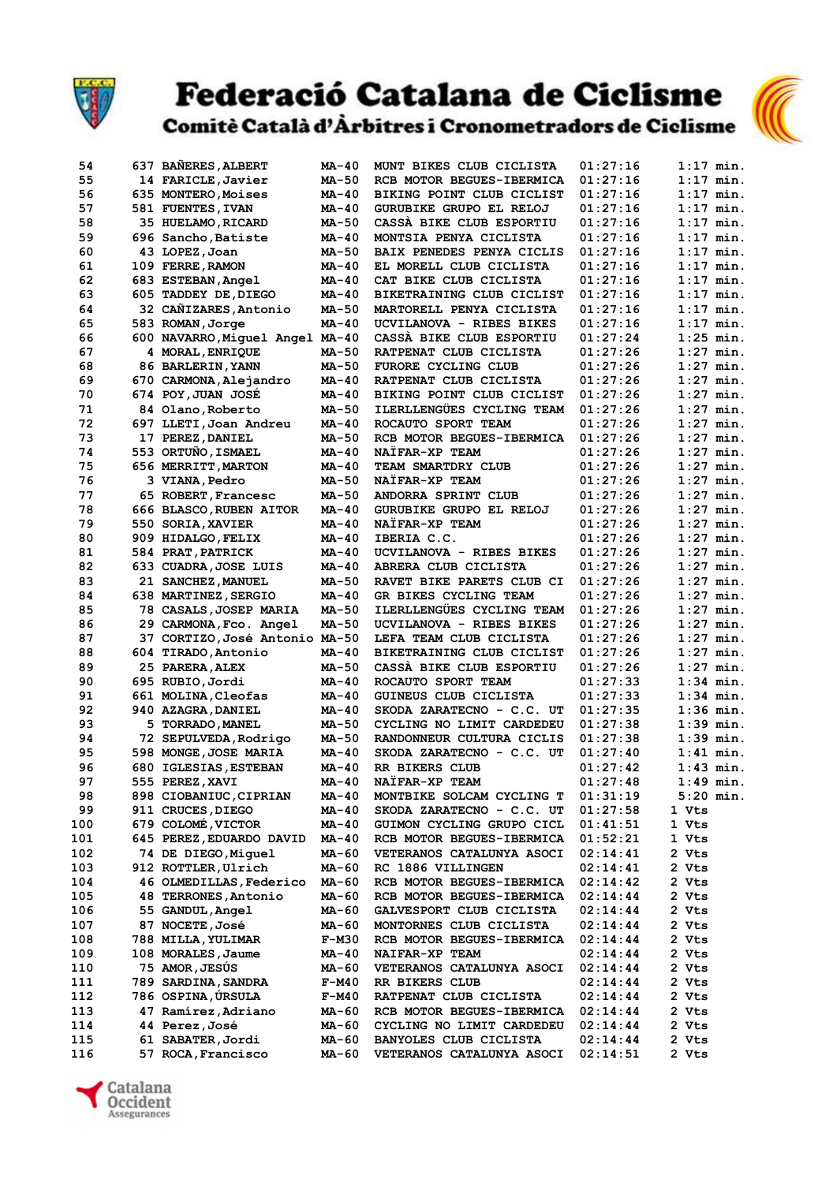# Federació Catalana de Ciclisme

## Comitè Català d'Àrbitres i Cronometradors de Ciclisme

| | | | | | | |
|---|---|---|---|---|---|---|
| 54 | 637 | BAÑERES,ALBERT | MA-40 | MUNT BIKES CLUB CICLISTA | 01:27:16 | 1:17 min. |
| 55 | 14 | FARICLE,Javier | MA-50 | RCB MOTOR BEGUES-IBERMICA | 01:27:16 | 1:17 min. |
| 56 | 635 | MONTERO,Moises | MA-40 | BIKING POINT CLUB CICLIST | 01:27:16 | 1:17 min. |
| 57 | 581 | FUENTES,IVAN | MA-40 | GURUBIKE GRUPO EL RELOJ | 01:27:16 | 1:17 min. |
| 58 | 35 | HUELAMO,RICARD | MA-50 | CASSÀ BIKE CLUB ESPORTIU | 01:27:16 | 1:17 min. |
| 59 | 696 | Sancho,Batiste | MA-40 | MONTSIA PENYA CICLISTA | 01:27:16 | 1:17 min. |
| 60 | 43 | LOPEZ,Joan | MA-50 | BAIX PENEDES PENYA CICLIS | 01:27:16 | 1:17 min. |
| 61 | 109 | FERRE,RAMON | MA-40 | EL MORELL CLUB CICLISTA | 01:27:16 | 1:17 min. |
| 62 | 683 | ESTEBAN,Angel | MA-40 | CAT BIKE CLUB CICLISTA | 01:27:16 | 1:17 min. |
| 63 | 605 | TADDEY DE,DIEGO | MA-40 | BIKETRAINING CLUB CICLIST | 01:27:16 | 1:17 min. |
| 64 | 32 | CAÑIZARES,Antonio | MA-50 | MARTORELL PENYA CICLISTA | 01:27:16 | 1:17 min. |
| 65 | 583 | ROMAN,Jorge | MA-40 | UCVILANOVA - RIBES BIKES | 01:27:16 | 1:17 min. |
| 66 | 600 | NAVARRO,Miguel Angel | MA-40 | CASSÀ BIKE CLUB ESPORTIU | 01:27:24 | 1:25 min. |
| 67 | 4 | MORAL,ENRIQUE | MA-50 | RATPENAT CLUB CICLISTA | 01:27:26 | 1:27 min. |
| 68 | 86 | BARLERIN,YANN | MA-50 | FURORE CYCLING CLUB | 01:27:26 | 1:27 min. |
| 69 | 670 | CARMONA,Alejandro | MA-40 | RATPENAT CLUB CICLISTA | 01:27:26 | 1:27 min. |
| 70 | 674 | POY,JUAN JOSÉ | MA-40 | BIKING POINT CLUB CICLIST | 01:27:26 | 1:27 min. |
| 71 | 84 | Olano,Roberto | MA-50 | ILERLLENGÜES CYCLING TEAM | 01:27:26 | 1:27 min. |
| 72 | 697 | LLETI,Joan Andreu | MA-40 | ROCAUTO SPORT TEAM | 01:27:26 | 1:27 min. |
| 73 | 17 | PEREZ,DANIEL | MA-50 | RCB MOTOR BEGUES-IBERMICA | 01:27:26 | 1:27 min. |
| 74 | 553 | ORTUÑO,ISMAEL | MA-40 | NAÏFAR-XP TEAM | 01:27:26 | 1:27 min. |
| 75 | 656 | MERRITT,MARTON | MA-40 | TEAM SMARTDRY CLUB | 01:27:26 | 1:27 min. |
| 76 | 3 | VIANA,Pedro | MA-50 | NAÏFAR-XP TEAM | 01:27:26 | 1:27 min. |
| 77 | 65 | ROBERT,Francesc | MA-50 | ANDORRA SPRINT CLUB | 01:27:26 | 1:27 min. |
| 78 | 666 | BLASCO,RUBEN AITOR | MA-40 | GURUBIKE GRUPO EL RELOJ | 01:27:26 | 1:27 min. |
| 79 | 550 | SORIA,XAVIER | MA-40 | NAÏFAR-XP TEAM | 01:27:26 | 1:27 min. |
| 80 | 909 | HIDALGO,FELIX | MA-40 | IBERIA C.C. | 01:27:26 | 1:27 min. |
| 81 | 584 | PRAT,PATRICK | MA-40 | UCVILANOVA - RIBES BIKES | 01:27:26 | 1:27 min. |
| 82 | 633 | CUADRA,JOSE LUIS | MA-40 | ABRERA CLUB CICLISTA | 01:27:26 | 1:27 min. |
| 83 | 21 | SANCHEZ,MANUEL | MA-50 | RAVET BIKE PARETS CLUB CI | 01:27:26 | 1:27 min. |
| 84 | 638 | MARTINEZ,SERGIO | MA-40 | GR BIKES CYCLING TEAM | 01:27:26 | 1:27 min. |
| 85 | 78 | CASALS,JOSEP MARIA | MA-50 | ILERLLENGÜES CYCLING TEAM | 01:27:26 | 1:27 min. |
| 86 | 29 | CARMONA,Fco. Angel | MA-50 | UCVILANOVA - RIBES BIKES | 01:27:26 | 1:27 min. |
| 87 | 37 | CORTIZO,José Antonio | MA-50 | LEFA TEAM CLUB CICLISTA | 01:27:26 | 1:27 min. |
| 88 | 604 | TIRADO,Antonio | MA-40 | BIKETRAINING CLUB CICLIST | 01:27:26 | 1:27 min. |
| 89 | 25 | PARERA,ALEX | MA-50 | CASSÀ BIKE CLUB ESPORTIU | 01:27:26 | 1:27 min. |
| 90 | 695 | RUBIO,Jordi | MA-40 | ROCAUTO SPORT TEAM | 01:27:33 | 1:34 min. |
| 91 | 661 | MOLINA,Cleofas | MA-40 | GUINEUS CLUB CICLISTA | 01:27:33 | 1:34 min. |
| 92 | 940 | AZAGRA,DANIEL | MA-40 | SKODA ZARATECNO - C.C. UT | 01:27:35 | 1:36 min. |
| 93 | 5 | TORRADO,MANEL | MA-50 | CYCLING NO LIMIT CARDEDEU | 01:27:38 | 1:39 min. |
| 94 | 72 | SEPULVEDA,Rodrigo | MA-50 | RANDONNEUR CULTURA CICLIS | 01:27:38 | 1:39 min. |
| 95 | 598 | MONGE,JOSE MARIA | MA-40 | SKODA ZARATECNO - C.C. UT | 01:27:40 | 1:41 min. |
| 96 | 680 | IGLESIAS,ESTEBAN | MA-40 | RR BIKERS CLUB | 01:27:42 | 1:43 min. |
| 97 | 555 | PEREZ,XAVI | MA-40 | NAÏFAR-XP TEAM | 01:27:48 | 1:49 min. |
| 98 | 898 | CIOBANIUC,CIPRIAN | MA-40 | MONTBIKE SOLCAM CYCLING T | 01:31:19 | 5:20 min. |
| 99 | 911 | CRUCES,DIEGO | MA-40 | SKODA ZARATECNO - C.C. UT | 01:27:58 | 1 Vts |
| 100 | 679 | COLOMÉ,VICTOR | MA-40 | GUIMON CYCLING GRUPO CICL | 01:41:51 | 1 Vts |
| 101 | 645 | PEREZ,EDUARDO DAVID | MA-40 | RCB MOTOR BEGUES-IBERMICA | 01:52:21 | 1 Vts |
| 102 | 74 | DE DIEGO,Miguel | MA-60 | VETERANOS CATALUNYA ASOCI | 02:14:41 | 2 Vts |
| 103 | 912 | ROTTLER,Ulrich | MA-60 | RC 1886 VILLINGEN | 02:14:41 | 2 Vts |
| 104 | 46 | OLMEDILLAS,Federico | MA-60 | RCB MOTOR BEGUES-IBERMICA | 02:14:42 | 2 Vts |
| 105 | 48 | TERRONES,Antonio | MA-60 | RCB MOTOR BEGUES-IBERMICA | 02:14:44 | 2 Vts |
| 106 | 55 | GANDUL,Angel | MA-60 | GALVESPORT CLUB CICLISTA | 02:14:44 | 2 Vts |
| 107 | 87 | NOCETE,José | MA-60 | MONTORNES CLUB CICLISTA | 02:14:44 | 2 Vts |
| 108 | 788 | MILLA,YULIMAR | F-M30 | RCB MOTOR BEGUES-IBERMICA | 02:14:44 | 2 Vts |
| 109 | 108 | MORALES,Jaume | MA-40 | NAIFAR-XP TEAM | 02:14:44 | 2 Vts |
| 110 | 75 | AMOR,JESÚS | MA-60 | VETERANOS CATALUNYA ASOCI | 02:14:44 | 2 Vts |
| 111 | 789 | SARDINA,SANDRA | F-M40 | RR BIKERS CLUB | 02:14:44 | 2 Vts |
| 112 | 786 | OSPINA,ÚRSULA | F-M40 | RATPENAT CLUB CICLISTA | 02:14:44 | 2 Vts |
| 113 | 47 | Ramírez,Adriano | MA-60 | RCB MOTOR BEGUES-IBERMICA | 02:14:44 | 2 Vts |
| 114 | 44 | Perez,José | MA-60 | CYCLING NO LIMIT CARDEDEU | 02:14:44 | 2 Vts |
| 115 | 61 | SABATER,Jordi | MA-60 | BANYOLES CLUB CICLISTA | 02:14:44 | 2 Vts |
| 116 | 57 | ROCA,Francisco | MA-60 | VETERANOS CATALUNYA ASOCI | 02:14:51 | 2 Vts |

Catalana Occident Assegurances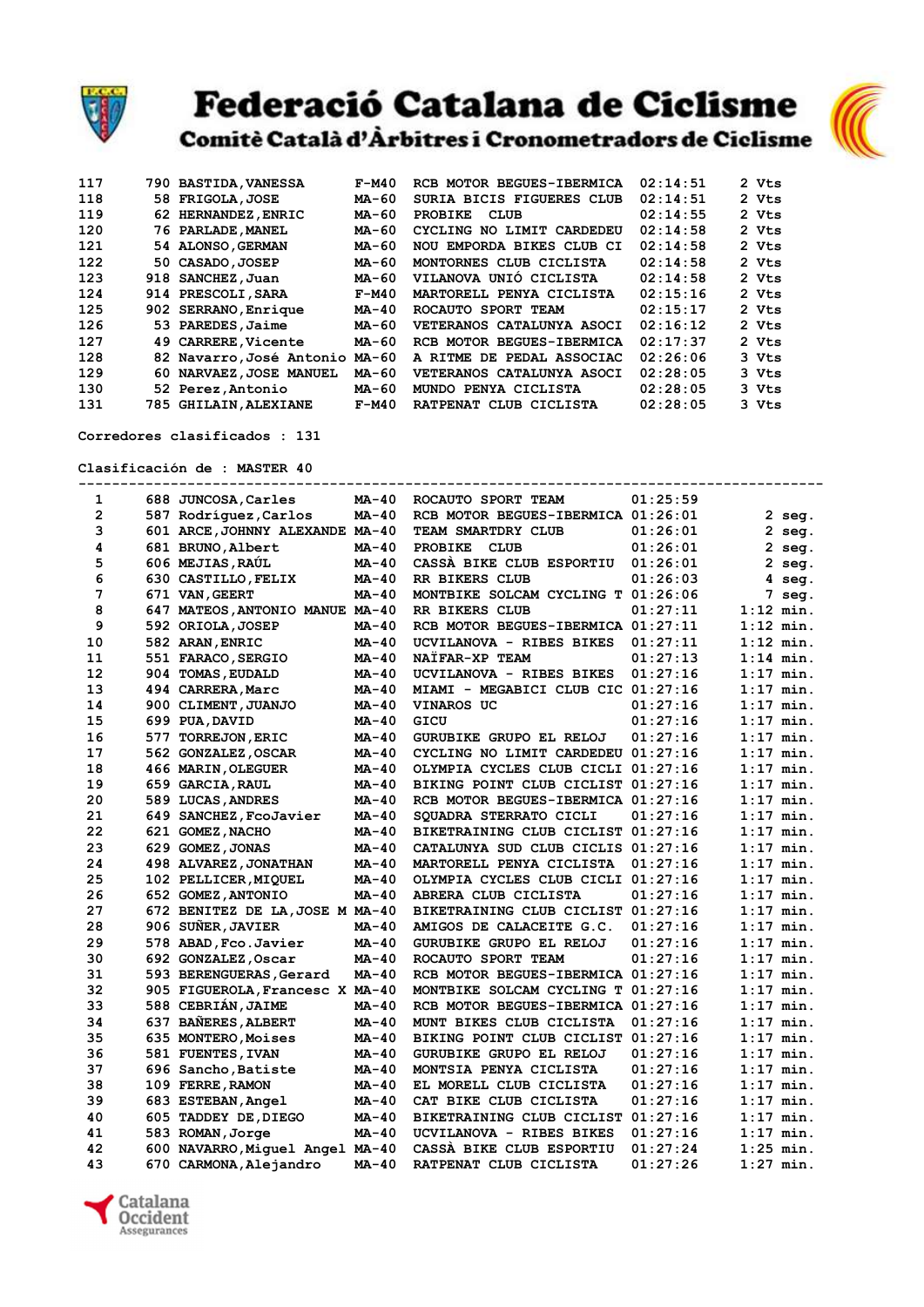| | | | | | | |
|---|---|---|---|---|---|---|
| 117 | 790 | BASTIDA,VANESSA | F-M40 | RCB MOTOR BEGUES-IBERMICA | 02:14:51 | 2 Vts |
| 118 | 58 | FRIGOLA,JOSE | MA-60 | SURIA BICIS FIGUERES CLUB | 02:14:51 | 2 Vts |
| 119 | 62 | HERNANDEZ,ENRIC | MA-60 | PROBIKE CLUB | 02:14:55 | 2 Vts |
| 120 | 76 | PARLADE,MANEL | MA-60 | CYCLING NO LIMIT CARDEDEU | 02:14:58 | 2 Vts |
| 121 | 54 | ALONSO,GERMAN | MA-60 | NOU EMPORDA BIKES CLUB CI | 02:14:58 | 2 Vts |
| 122 | 50 | CASADO,JOSEP | MA-60 | MONTORNES CLUB CICLISTA | 02:14:58 | 2 Vts |
| 123 | 918 | SANCHEZ,Juan | MA-60 | VILANOVA UNIÓ CICLISTA | 02:14:58 | 2 Vts |
| 124 | 914 | PRESCOLI,SARA | F-M40 | MARTORELL PENYA CICLISTA | 02:15:16 | 2 Vts |
| 125 | 902 | SERRANO,Enrique | MA-40 | ROCAUTO SPORT TEAM | 02:15:17 | 2 Vts |
| 126 | 53 | PAREDES,Jaime | MA-60 | VETERANOS CATALUNYA ASOCI | 02:16:12 | 2 Vts |
| 127 | 49 | CARRERE,Vicente | MA-60 | RCB MOTOR BEGUES-IBERMICA | 02:17:37 | 2 Vts |
| 128 | 82 | Navarro,José Antonio | MA-60 | A RITME DE PEDAL ASSOCIAC | 02:26:06 | 3 Vts |
| 129 | 60 | NARVAEZ,JOSE MANUEL | MA-60 | VETERANOS CATALUNYA ASOCI | 02:28:05 | 3 Vts |
| 130 | 52 | Perez,Antonio | MA-60 | MUNDO PENYA CICLISTA | 02:28:05 | 3 Vts |
| 131 | 785 | GHILAIN,ALEXIANE | F-M40 | RATPENAT CLUB CICLISTA | 02:28:05 | 3 Vts |

Corredores clasificados : 131

Clasificación de : MASTER 40

| | | | | | | |
|---|---|---|---|---|---|---|
| 1 | 688 | JUNCOSA,Carles | MA-40 | ROCAUTO SPORT TEAM | 01:25:59 | |
| 2 | 587 | Rodríguez,Carlos | MA-40 | RCB MOTOR BEGUES-IBERMICA | 01:26:01 | 2 seg. |
| 3 | 601 | ARCE,JOHNNY ALEXANDE | MA-40 | TEAM SMARTDRY CLUB | 01:26:01 | 2 seg. |
| 4 | 681 | BRUNO,Albert | MA-40 | PROBIKE CLUB | 01:26:01 | 2 seg. |
| 5 | 606 | MEJIAS,RAÚL | MA-40 | CASSÀ BIKE CLUB ESPORTIU | 01:26:01 | 2 seg. |
| 6 | 630 | CASTILLO,FELIX | MA-40 | RR BIKERS CLUB | 01:26:03 | 4 seg. |
| 7 | 671 | VAN,GEERT | MA-40 | MONTBIKE SOLCAM CYCLING T | 01:26:06 | 7 seg. |
| 8 | 647 | MATEOS,ANTONIO MANUE | MA-40 | RR BIKERS CLUB | 01:27:11 | 1:12 min. |
| 9 | 592 | ORIOLA,JOSEP | MA-40 | RCB MOTOR BEGUES-IBERMICA | 01:27:11 | 1:12 min. |
| 10 | 582 | ARAN,ENRIC | MA-40 | UCVILANOVA - RIBES BIKES | 01:27:11 | 1:12 min. |
| 11 | 551 | FARACO,SERGIO | MA-40 | NAÏFAR-XP TEAM | 01:27:13 | 1:14 min. |
| 12 | 904 | TOMAS,EUDALD | MA-40 | UCVILANOVA - RIBES BIKES | 01:27:16 | 1:17 min. |
| 13 | 494 | CARRERA,Marc | MA-40 | MIAMI - MEGABICI CLUB CIC | 01:27:16 | 1:17 min. |
| 14 | 900 | CLIMENT,JUANJO | MA-40 | VINAROS UC | 01:27:16 | 1:17 min. |
| 15 | 699 | PUA,DAVID | MA-40 | GICU | 01:27:16 | 1:17 min. |
| 16 | 577 | TORREJON,ERIC | MA-40 | GURUBIKE GRUPO EL RELOJ | 01:27:16 | 1:17 min. |
| 17 | 562 | GONZALEZ,OSCAR | MA-40 | CYCLING NO LIMIT CARDEDEU | 01:27:16 | 1:17 min. |
| 18 | 466 | MARIN,OLEGUER | MA-40 | OLYMPIA CYCLES CLUB CICLI | 01:27:16 | 1:17 min. |
| 19 | 659 | GARCIA,RAUL | MA-40 | BIKING POINT CLUB CICLIST | 01:27:16 | 1:17 min. |
| 20 | 589 | LUCAS,ANDRES | MA-40 | RCB MOTOR BEGUES-IBERMICA | 01:27:16 | 1:17 min. |
| 21 | 649 | SANCHEZ,FcoJavier | MA-40 | SQUADRA STERRATO CICLI | 01:27:16 | 1:17 min. |
| 22 | 621 | GOMEZ,NACHO | MA-40 | BIKETRAINING CLUB CICLIST | 01:27:16 | 1:17 min. |
| 23 | 629 | GOMEZ,JONAS | MA-40 | CATALUNYA SUD CLUB CICLIS | 01:27:16 | 1:17 min. |
| 24 | 498 | ALVAREZ,JONATHAN | MA-40 | MARTORELL PENYA CICLISTA | 01:27:16 | 1:17 min. |
| 25 | 102 | PELLICER,MIQUEL | MA-40 | OLYMPIA CYCLES CLUB CICLI | 01:27:16 | 1:17 min. |
| 26 | 652 | GOMEZ,ANTONIO | MA-40 | ABRERA CLUB CICLISTA | 01:27:16 | 1:17 min. |
| 27 | 672 | BENITEZ DE LA,JOSE M | MA-40 | BIKETRAINING CLUB CICLIST | 01:27:16 | 1:17 min. |
| 28 | 906 | SUÑER,JAVIER | MA-40 | AMIGOS DE CALACEITE G.C. | 01:27:16 | 1:17 min. |
| 29 | 578 | ABAD,Fco.Javier | MA-40 | GURUBIKE GRUPO EL RELOJ | 01:27:16 | 1:17 min. |
| 30 | 692 | GONZALEZ,Oscar | MA-40 | ROCAUTO SPORT TEAM | 01:27:16 | 1:17 min. |
| 31 | 593 | BERENGUERAS,Gerard | MA-40 | RCB MOTOR BEGUES-IBERMICA | 01:27:16 | 1:17 min. |
| 32 | 905 | FIGUEROLA,Francesc X | MA-40 | MONTBIKE SOLCAM CYCLING T | 01:27:16 | 1:17 min. |
| 33 | 588 | CEBRIÁN,JAIME | MA-40 | RCB MOTOR BEGUES-IBERMICA | 01:27:16 | 1:17 min. |
| 34 | 637 | BAÑERES,ALBERT | MA-40 | MUNT BIKES CLUB CICLISTA | 01:27:16 | 1:17 min. |
| 35 | 635 | MONTERO,Moises | MA-40 | BIKING POINT CLUB CICLIST | 01:27:16 | 1:17 min. |
| 36 | 581 | FUENTES,IVAN | MA-40 | GURUBIKE GRUPO EL RELOJ | 01:27:16 | 1:17 min. |
| 37 | 696 | Sancho,Batiste | MA-40 | MONTSIA PENYA CICLISTA | 01:27:16 | 1:17 min. |
| 38 | 109 | FERRE,RAMON | MA-40 | EL MORELL CLUB CICLISTA | 01:27:16 | 1:17 min. |
| 39 | 683 | ESTEBAN,Angel | MA-40 | CAT BIKE CLUB CICLISTA | 01:27:16 | 1:17 min. |
| 40 | 605 | TADDEY DE,DIEGO | MA-40 | BIKETRAINING CLUB CICLIST | 01:27:16 | 1:17 min. |
| 41 | 583 | ROMAN,Jorge | MA-40 | UCVILANOVA - RIBES BIKES | 01:27:16 | 1:17 min. |
| 42 | 600 | NAVARRO,Miguel Angel | MA-40 | CASSÀ BIKE CLUB ESPORTIU | 01:27:24 | 1:25 min. |
| 43 | 670 | CARMONA,Alejandro | MA-40 | RATPENAT CLUB CICLISTA | 01:27:26 | 1:27 min. |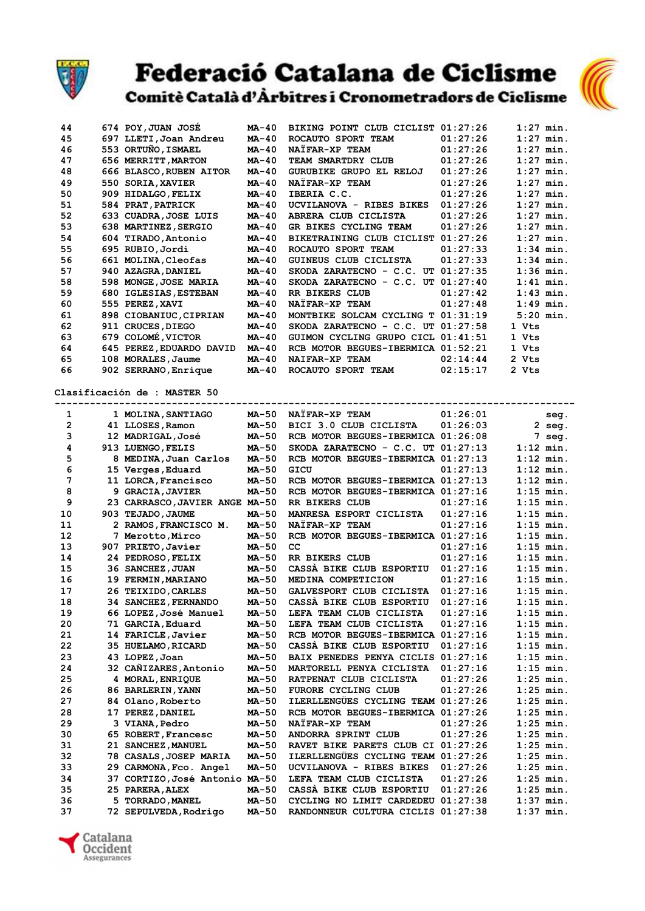# Federació Catalana de Ciclisme

## Comitè Català d'Àrbitres i Cronometradors de Ciclisme

| | | | | | | |
|---|---|---|---|---|---|---|
| 44 | 674 | POY,JUAN JOSÉ | MA-40 | BIKING POINT CLUB CICLIST | 01:27:26 | 1:27 min. |
| 45 | 697 | LLETI,Joan Andreu | MA-40 | ROCAUTO SPORT TEAM | 01:27:26 | 1:27 min. |
| 46 | 553 | ORTUÑO,ISMAEL | MA-40 | NAÏFAR-XP TEAM | 01:27:26 | 1:27 min. |
| 47 | 656 | MERRITT,MARTON | MA-40 | TEAM SMARTDRY CLUB | 01:27:26 | 1:27 min. |
| 48 | 666 | BLASCO,RUBEN AITOR | MA-40 | GURUBIKE GRUPO EL RELOJ | 01:27:26 | 1:27 min. |
| 49 | 550 | SORIA,XAVIER | MA-40 | NAÏFAR-XP TEAM | 01:27:26 | 1:27 min. |
| 50 | 909 | HIDALGO,FELIX | MA-40 | IBERIA C.C. | 01:27:26 | 1:27 min. |
| 51 | 584 | PRAT,PATRICK | MA-40 | UCVILANOVA - RIBES BIKES | 01:27:26 | 1:27 min. |
| 52 | 633 | CUADRA,JOSE LUIS | MA-40 | ABRERA CLUB CICLISTA | 01:27:26 | 1:27 min. |
| 53 | 638 | MARTINEZ,SERGIO | MA-40 | GR BIKES CYCLING TEAM | 01:27:26 | 1:27 min. |
| 54 | 604 | TIRADO,Antonio | MA-40 | BIKETRAINING CLUB CICLIST | 01:27:26 | 1:27 min. |
| 55 | 695 | RUBIO,Jordi | MA-40 | ROCAUTO SPORT TEAM | 01:27:33 | 1:34 min. |
| 56 | 661 | MOLINA,Cleofas | MA-40 | GUINEUS CLUB CICLISTA | 01:27:33 | 1:34 min. |
| 57 | 940 | AZAGRA,DANIEL | MA-40 | SKODA ZARATECNO - C.C. UT | 01:27:35 | 1:36 min. |
| 58 | 598 | MONGE,JOSE MARIA | MA-40 | SKODA ZARATECNO - C.C. UT | 01:27:40 | 1:41 min. |
| 59 | 680 | IGLESIAS,ESTEBAN | MA-40 | RR BIKERS CLUB | 01:27:42 | 1:43 min. |
| 60 | 555 | PEREZ,XAVI | MA-40 | NAÏFAR-XP TEAM | 01:27:48 | 1:49 min. |
| 61 | 898 | CIOBANIUC,CIPRIAN | MA-40 | MONTBIKE SOLCAM CYCLING T | 01:31:19 | 5:20 min. |
| 62 | 911 | CRUCES,DIEGO | MA-40 | SKODA ZARATECNO - C.C. UT | 01:27:58 | 1 Vts |
| 63 | 679 | COLOMÉ,VICTOR | MA-40 | GUIMON CYCLING GRUPO CICL | 01:41:51 | 1 Vts |
| 64 | 645 | PEREZ,EDUARDO DAVID | MA-40 | RCB MOTOR BEGUES-IBERMICA | 01:52:21 | 1 Vts |
| 65 | 108 | MORALES,Jaume | MA-40 | NAIFAR-XP TEAM | 02:14:44 | 2 Vts |
| 66 | 902 | SERRANO,Enrique | MA-40 | ROCAUTO SPORT TEAM | 02:15:17 | 2 Vts |

**Clasificación de : MASTER 50**

| | | | | | | |
|---|---|---|---|---|---|---|
| 1 | 1 | MOLINA,SANTIAGO | MA-50 | NAÏFAR-XP TEAM | 01:26:01 | seg. |
| 2 | 41 | LLOSES,Ramon | MA-50 | BICI 3.0 CLUB CICLISTA | 01:26:03 | 2 seg. |
| 3 | 12 | MADRIGAL,José | MA-50 | RCB MOTOR BEGUES-IBERMICA | 01:26:08 | 7 seg. |
| 4 | 913 | LUENGO,FELIS | MA-50 | SKODA ZARATECNO - C.C. UT | 01:27:13 | 1:12 min. |
| 5 | 8 | MEDINA,Juan Carlos | MA-50 | RCB MOTOR BEGUES-IBERMICA | 01:27:13 | 1:12 min. |
| 6 | 15 | Verges,Eduard | MA-50 | GICU | 01:27:13 | 1:12 min. |
| 7 | 11 | LORCA,Francisco | MA-50 | RCB MOTOR BEGUES-IBERMICA | 01:27:13 | 1:12 min. |
| 8 | 9 | GRACIA,JAVIER | MA-50 | RCB MOTOR BEGUES-IBERMICA | 01:27:16 | 1:15 min. |
| 9 | 23 | CARRASCO,JAVIER ANGE | MA-50 | RR BIKERS CLUB | 01:27:16 | 1:15 min. |
| 10 | 903 | TEJADO,JAUME | MA-50 | MANRESA ESPORT CICLISTA | 01:27:16 | 1:15 min. |
| 11 | 2 | RAMOS,FRANCISCO M. | MA-50 | NAÏFAR-XP TEAM | 01:27:16 | 1:15 min. |
| 12 | 7 | Merotto,Mirco | MA-50 | RCB MOTOR BEGUES-IBERMICA | 01:27:16 | 1:15 min. |
| 13 | 907 | PRIETO,Javier | MA-50 | CC | 01:27:16 | 1:15 min. |
| 14 | 24 | PEDROSO,FELIX | MA-50 | RR BIKERS CLUB | 01:27:16 | 1:15 min. |
| 15 | 36 | SANCHEZ,JUAN | MA-50 | CASSÀ BIKE CLUB ESPORTIU | 01:27:16 | 1:15 min. |
| 16 | 19 | FERMIN,MARIANO | MA-50 | MEDINA COMPETICION | 01:27:16 | 1:15 min. |
| 17 | 26 | TEIXIDO,CARLES | MA-50 | GALVESPORT CLUB CICLISTA | 01:27:16 | 1:15 min. |
| 18 | 34 | SANCHEZ,FERNANDO | MA-50 | CASSÀ BIKE CLUB ESPORTIU | 01:27:16 | 1:15 min. |
| 19 | 66 | LOPEZ,José Manuel | MA-50 | LEFA TEAM CLUB CICLISTA | 01:27:16 | 1:15 min. |
| 20 | 71 | GARCIA,Eduard | MA-50 | LEFA TEAM CLUB CICLISTA | 01:27:16 | 1:15 min. |
| 21 | 14 | FARICLE,Javier | MA-50 | RCB MOTOR BEGUES-IBERMICA | 01:27:16 | 1:15 min. |
| 22 | 35 | HUELAMO,RICARD | MA-50 | CASSÀ BIKE CLUB ESPORTIU | 01:27:16 | 1:15 min. |
| 23 | 43 | LOPEZ,Joan | MA-50 | BAIX PENEDES PENYA CICLIS | 01:27:16 | 1:15 min. |
| 24 | 32 | CAÑIZARES,Antonio | MA-50 | MARTORELL PENYA CICLISTA | 01:27:16 | 1:15 min. |
| 25 | 4 | MORAL,ENRIQUE | MA-50 | RATPENAT CLUB CICLISTA | 01:27:26 | 1:25 min. |
| 26 | 86 | BARLERIN,YANN | MA-50 | FURORE CYCLING CLUB | 01:27:26 | 1:25 min. |
| 27 | 84 | Olano,Roberto | MA-50 | ILERLLENGÜES CYCLING TEAM | 01:27:26 | 1:25 min. |
| 28 | 17 | PEREZ,DANIEL | MA-50 | RCB MOTOR BEGUES-IBERMICA | 01:27:26 | 1:25 min. |
| 29 | 3 | VIANA,Pedro | MA-50 | NAÏFAR-XP TEAM | 01:27:26 | 1:25 min. |
| 30 | 65 | ROBERT,Francesc | MA-50 | ANDORRA SPRINT CLUB | 01:27:26 | 1:25 min. |
| 31 | 21 | SANCHEZ,MANUEL | MA-50 | RAVET BIKE PARETS CLUB CI | 01:27:26 | 1:25 min. |
| 32 | 78 | CASALS,JOSEP MARIA | MA-50 | ILERLLENGÜES CYCLING TEAM | 01:27:26 | 1:25 min. |
| 33 | 29 | CARMONA,Fco. Angel | MA-50 | UCVILANOVA - RIBES BIKES | 01:27:26 | 1:25 min. |
| 34 | 37 | CORTIZO,José Antonio | MA-50 | LEFA TEAM CLUB CICLISTA | 01:27:26 | 1:25 min. |
| 35 | 25 | PARERA,ALEX | MA-50 | CASSÀ BIKE CLUB ESPORTIU | 01:27:26 | 1:25 min. |
| 36 | 5 | TORRADO,MANEL | MA-50 | CYCLING NO LIMIT CARDEDEU | 01:27:38 | 1:37 min. |
| 37 | 72 | SEPULVEDA,Rodrigo | MA-50 | RANDONNEUR CULTURA CICLIS | 01:27:38 | 1:37 min. |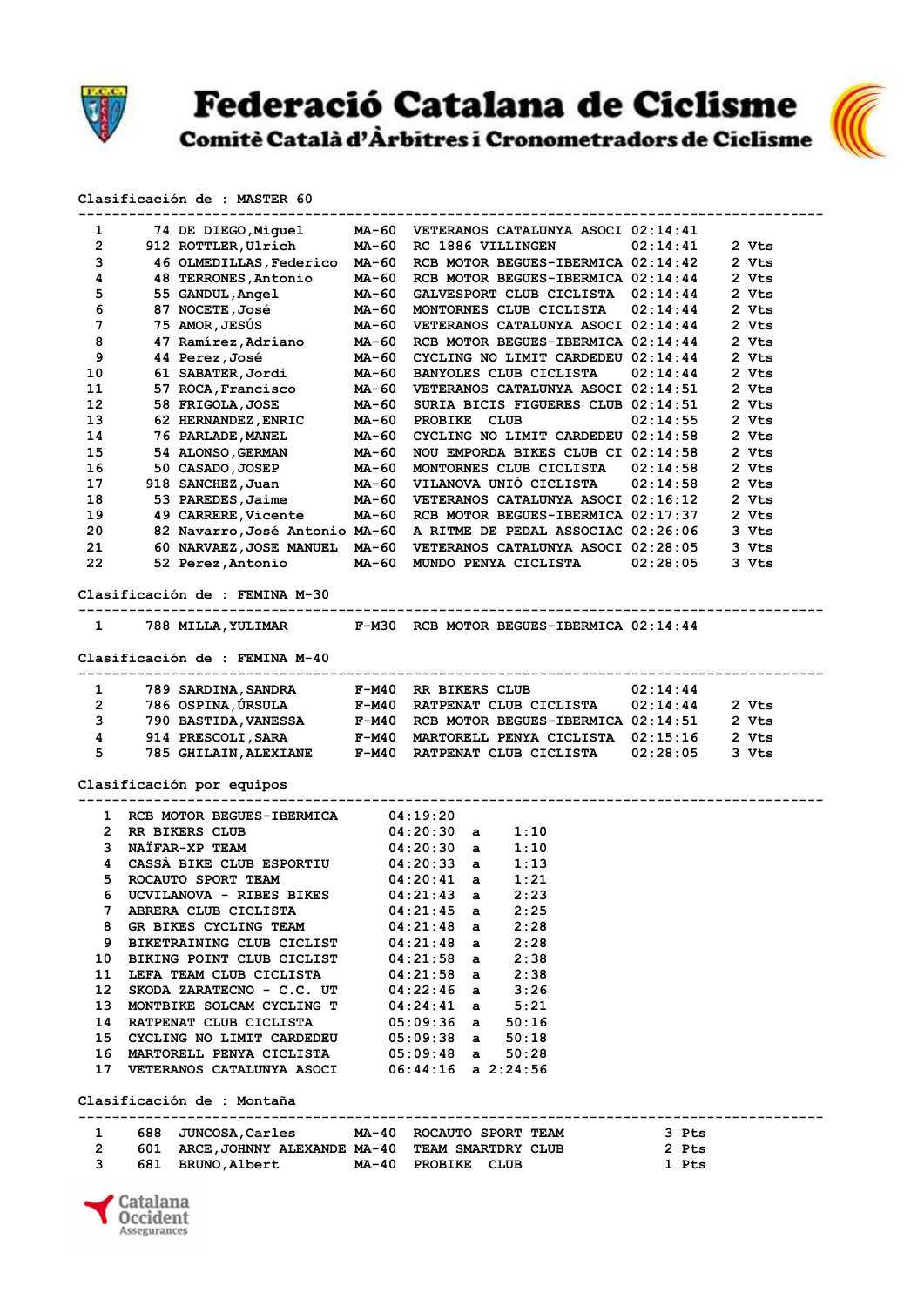Federació Catalana de Ciclisme

Comitè Català d'Àrbitres i Cronometradors de Ciclisme

**Clasificación de : MASTER 60**

| Pos | Dorsal | Nombre | Cat | Equipo | Tiempo | Vts |
|---|---|---|---|---|---|---|
| 1 | 74 | DE DIEGO,Miguel | MA-60 | VETERANOS CATALUNYA ASOCI | 02:14:41 | |
| 2 | 912 | ROTTLER,Ulrich | MA-60 | RC 1886 VILLINGEN | 02:14:41 | 2 Vts |
| 3 | 46 | OLMEDILLAS,Federico | MA-60 | RCB MOTOR BEGUES-IBERMICA | 02:14:42 | 2 Vts |
| 4 | 48 | TERRONES,Antonio | MA-60 | RCB MOTOR BEGUES-IBERMICA | 02:14:44 | 2 Vts |
| 5 | 55 | GANDUL,Angel | MA-60 | GALVESPORT CLUB CICLISTA | 02:14:44 | 2 Vts |
| 6 | 87 | NOCETE,José | MA-60 | MONTORNES CLUB CICLISTA | 02:14:44 | 2 Vts |
| 7 | 75 | AMOR,JESÚS | MA-60 | VETERANOS CATALUNYA ASOCI | 02:14:44 | 2 Vts |
| 8 | 47 | Ramírez,Adriano | MA-60 | RCB MOTOR BEGUES-IBERMICA | 02:14:44 | 2 Vts |
| 9 | 44 | Perez,José | MA-60 | CYCLING NO LIMIT CARDEDEU | 02:14:44 | 2 Vts |
| 10 | 61 | SABATER,Jordi | MA-60 | BANYOLES CLUB CICLISTA | 02:14:44 | 2 Vts |
| 11 | 57 | ROCA,Francisco | MA-60 | VETERANOS CATALUNYA ASOCI | 02:14:51 | 2 Vts |
| 12 | 58 | FRIGOLA,JOSE | MA-60 | SURIA BICIS FIGUERES CLUB | 02:14:51 | 2 Vts |
| 13 | 62 | HERNANDEZ,ENRIC | MA-60 | PROBIKE CLUB | 02:14:55 | 2 Vts |
| 14 | 76 | PARLADE,MANEL | MA-60 | CYCLING NO LIMIT CARDEDEU | 02:14:58 | 2 Vts |
| 15 | 54 | ALONSO,GERMAN | MA-60 | NOU EMPORDA BIKES CLUB CI | 02:14:58 | 2 Vts |
| 16 | 50 | CASADO,JOSEP | MA-60 | MONTORNES CLUB CICLISTA | 02:14:58 | 2 Vts |
| 17 | 918 | SANCHEZ,Juan | MA-60 | VILANOVA UNIÓ CICLISTA | 02:14:58 | 2 Vts |
| 18 | 53 | PAREDES,Jaime | MA-60 | VETERANOS CATALUNYA ASOCI | 02:16:12 | 2 Vts |
| 19 | 49 | CARRERE,Vicente | MA-60 | RCB MOTOR BEGUES-IBERMICA | 02:17:37 | 2 Vts |
| 20 | 82 | Navarro,José Antonio | MA-60 | A RITME DE PEDAL ASSOCIAC | 02:26:06 | 3 Vts |
| 21 | 60 | NARVAEZ,JOSE MANUEL | MA-60 | VETERANOS CATALUNYA ASOCI | 02:28:05 | 3 Vts |
| 22 | 52 | Perez,Antonio | MA-60 | MUNDO PENYA CICLISTA | 02:28:05 | 3 Vts |

**Clasificación de : FEMINA M-30**

| Pos | Dorsal | Nombre | Cat | Equipo | Tiempo | Vts |
|---|---|---|---|---|---|---|
| 1 | 788 | MILLA,YULIMAR | F-M30 | RCB MOTOR BEGUES-IBERMICA | 02:14:44 | |

**Clasificación de : FEMINA M-40**

| Pos | Dorsal | Nombre | Cat | Equipo | Tiempo | Vts |
|---|---|---|---|---|---|---|
| 1 | 789 | SARDINA,SANDRA | F-M40 | RR BIKERS CLUB | 02:14:44 | |
| 2 | 786 | OSPINA,ÚRSULA | F-M40 | RATPENAT CLUB CICLISTA | 02:14:44 | 2 Vts |
| 3 | 790 | BASTIDA,VANESSA | F-M40 | RCB MOTOR BEGUES-IBERMICA | 02:14:51 | 2 Vts |
| 4 | 914 | PRESCOLI,SARA | F-M40 | MARTORELL PENYA CICLISTA | 02:15:16 | 2 Vts |
| 5 | 785 | GHILAIN,ALEXIANE | F-M40 | RATPENAT CLUB CICLISTA | 02:28:05 | 3 Vts |

**Clasificación por equipos**

| Pos | Equipo | Tiempo | | Diferencia |
|---|---|---|---|---|
| 1 | RCB MOTOR BEGUES-IBERMICA | 04:19:20 | | |
| 2 | RR BIKERS CLUB | 04:20:30 | a | 1:10 |
| 3 | NAÏFAR-XP TEAM | 04:20:30 | a | 1:10 |
| 4 | CASSÀ BIKE CLUB ESPORTIU | 04:20:33 | a | 1:13 |
| 5 | ROCAUTO SPORT TEAM | 04:20:41 | a | 1:21 |
| 6 | UCVILANOVA - RIBES BIKES | 04:21:43 | a | 2:23 |
| 7 | ABRERA CLUB CICLISTA | 04:21:45 | a | 2:25 |
| 8 | GR BIKES CYCLING TEAM | 04:21:48 | a | 2:28 |
| 9 | BIKETRAINING CLUB CICLIST | 04:21:48 | a | 2:28 |
| 10 | BIKING POINT CLUB CICLIST | 04:21:58 | a | 2:38 |
| 11 | LEFA TEAM CLUB CICLISTA | 04:21:58 | a | 2:38 |
| 12 | SKODA ZARATECNO - C.C. UT | 04:22:46 | a | 3:26 |
| 13 | MONTBIKE SOLCAM CYCLING T | 04:24:41 | a | 5:21 |
| 14 | RATPENAT CLUB CICLISTA | 05:09:36 | a | 50:16 |
| 15 | CYCLING NO LIMIT CARDEDEU | 05:09:38 | a | 50:18 |
| 16 | MARTORELL PENYA CICLISTA | 05:09:48 | a | 50:28 |
| 17 | VETERANOS CATALUNYA ASOCI | 06:44:16 | a | 2:24:56 |

**Clasificación de : Montaña**

| Pos | Dorsal | Nombre | Cat | Equipo | Pts |
|---|---|---|---|---|---|
| 1 | 688 | JUNCOSA,Carles | MA-40 | ROCAUTO SPORT TEAM | 3 Pts |
| 2 | 601 | ARCE,JOHNNY ALEXANDE | MA-40 | TEAM SMARTDRY CLUB | 2 Pts |
| 3 | 681 | BRUNO,Albert | MA-40 | PROBIKE CLUB | 1 Pts |

Catalana Occident Assegurances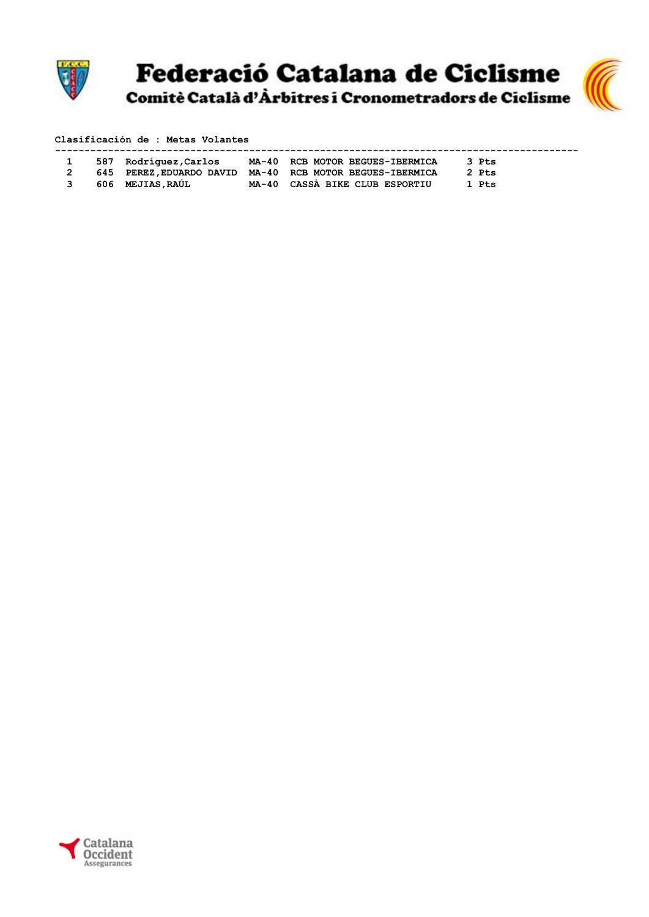# Federació Catalana de Ciclisme

## Comitè Català d'Àrbitres i Cronometradors de Ciclisme

**Clasificación de : Metas Volantes**

| | | | | | |
|---|---|---|---|---|---|
| 1 | 587 | Rodríguez,Carlos | MA-40 | RCB MOTOR BEGUES-IBERMICA | 3 Pts |
| 2 | 645 | PEREZ,EDUARDO DAVID | MA-40 | RCB MOTOR BEGUES-IBERMICA | 2 Pts |
| 3 | 606 | MEJIAS,RAÚL | MA-40 | CASSÀ BIKE CLUB ESPORTIU | 1 Pts |

Catalana Occident Assegurances